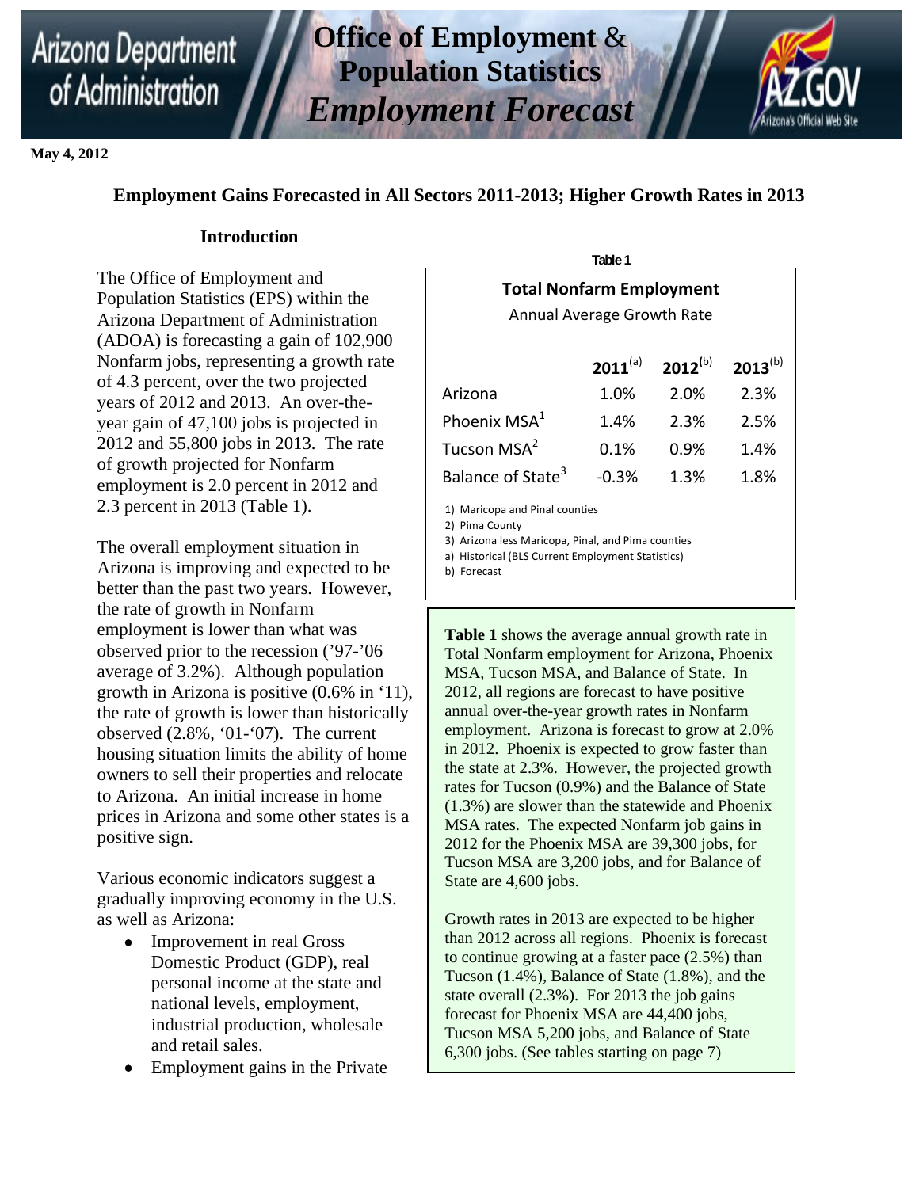# Arizona Department of Administration

## Office of Employment & Population Statistics
## *Employment Forecast*

**May 4, 2012**

## Employment Gains Forecasted in All Sectors 2011-2013; Higher Growth Rates in 2013

### Introduction

The Office of Employment and Population Statistics (EPS) within the Arizona Department of Administration (ADOA) is forecasting a gain of 102,900 Nonfarm jobs, representing a growth rate of 4.3 percent, over the two projected years of 2012 and 2013. An over-the-year gain of 47,100 jobs is projected in 2012 and 55,800 jobs in 2013. The rate of growth projected for Nonfarm employment is 2.0 percent in 2012 and 2.3 percent in 2013 (Table 1).

The overall employment situation in Arizona is improving and expected to be better than the past two years. However, the rate of growth in Nonfarm employment is lower than what was observed prior to the recession ('97-'06 average of 3.2%). Although population growth in Arizona is positive (0.6% in '11), the rate of growth is lower than historically observed (2.8%, '01-'07). The current housing situation limits the ability of home owners to sell their properties and relocate to Arizona. An initial increase in home prices in Arizona and some other states is a positive sign.

Various economic indicators suggest a gradually improving economy in the U.S. as well as Arizona:

- Improvement in real Gross Domestic Product (GDP), real personal income at the state and national levels, employment, industrial production, wholesale and retail sales.
- Employment gains in the Private

**Table 1**

**Total Nonfarm Employment**

Annual Average Growth Rate

| | 2011[a] | 2012[b] | 2013[b] |
|---|---|---|---|
| Arizona | 1.0% | 2.0% | 2.3% |
| Phoenix MSA[1] | 1.4% | 2.3% | 2.5% |
| Tucson MSA[2] | 0.1% | 0.9% | 1.4% |
| Balance of State[3] | -0.3% | 1.3% | 1.8% |

1) Maricopa and Pinal counties
2) Pima County
3) Arizona less Maricopa, Pinal, and Pima counties
a) Historical (BLS Current Employment Statistics)
b) Forecast

**Table 1** shows the average annual growth rate in Total Nonfarm employment for Arizona, Phoenix MSA, Tucson MSA, and Balance of State. In 2012, all regions are forecast to have positive annual over-the-year growth rates in Nonfarm employment. Arizona is forecast to grow at 2.0% in 2012. Phoenix is expected to grow faster than the state at 2.3%. However, the projected growth rates for Tucson (0.9%) and the Balance of State (1.3%) are slower than the statewide and Phoenix MSA rates. The expected Nonfarm job gains in 2012 for the Phoenix MSA are 39,300 jobs, for Tucson MSA are 3,200 jobs, and for Balance of State are 4,600 jobs.

Growth rates in 2013 are expected to be higher than 2012 across all regions. Phoenix is forecast to continue growing at a faster pace (2.5%) than Tucson (1.4%), Balance of State (1.8%), and the state overall (2.3%). For 2013 the job gains forecast for Phoenix MSA are 44,400 jobs, Tucson MSA 5,200 jobs, and Balance of State 6,300 jobs. (See tables starting on page 7)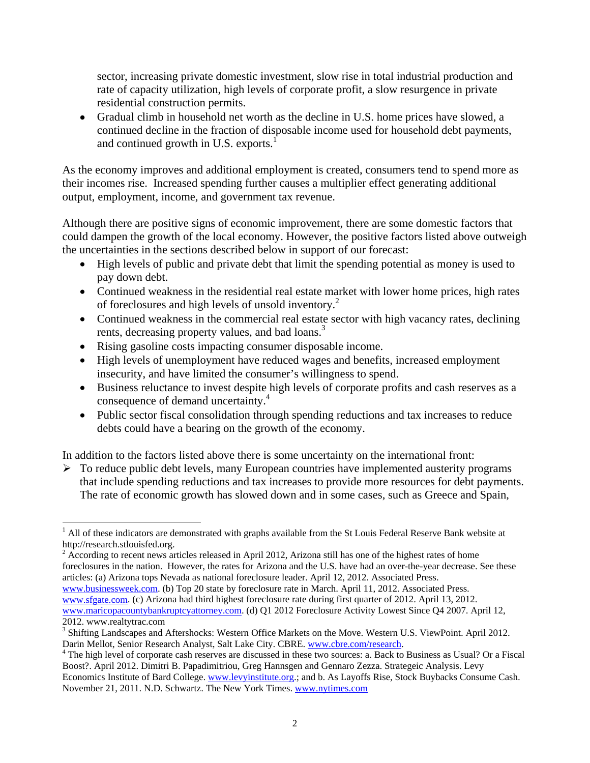sector, increasing private domestic investment, slow rise in total industrial production and rate of capacity utilization, high levels of corporate profit, a slow resurgence in private residential construction permits.

- Gradual climb in household net worth as the decline in U.S. home prices have slowed, a continued decline in the fraction of disposable income used for household debt payments, and continued growth in U.S. exports.[1]

As the economy improves and additional employment is created, consumers tend to spend more as their incomes rise. Increased spending further causes a multiplier effect generating additional output, employment, income, and government tax revenue.

Although there are positive signs of economic improvement, there are some domestic factors that could dampen the growth of the local economy. However, the positive factors listed above outweigh the uncertainties in the sections described below in support of our forecast:

- High levels of public and private debt that limit the spending potential as money is used to pay down debt.
- Continued weakness in the residential real estate market with lower home prices, high rates of foreclosures and high levels of unsold inventory.[2]
- Continued weakness in the commercial real estate sector with high vacancy rates, declining rents, decreasing property values, and bad loans.[3]
- Rising gasoline costs impacting consumer disposable income.
- High levels of unemployment have reduced wages and benefits, increased employment insecurity, and have limited the consumer's willingness to spend.
- Business reluctance to invest despite high levels of corporate profits and cash reserves as a consequence of demand uncertainty.[4]
- Public sector fiscal consolidation through spending reductions and tax increases to reduce debts could have a bearing on the growth of the economy.

In addition to the factors listed above there is some uncertainty on the international front:

- To reduce public debt levels, many European countries have implemented austerity programs that include spending reductions and tax increases to provide more resources for debt payments. The rate of economic growth has slowed down and in some cases, such as Greece and Spain,

---

[1] All of these indicators are demonstrated with graphs available from the St Louis Federal Reserve Bank website at http://research.stlouisfed.org.

[2] According to recent news articles released in April 2012, Arizona still has one of the highest rates of home foreclosures in the nation. However, the rates for Arizona and the U.S. have had an over-the-year decrease. See these articles: (a) Arizona tops Nevada as national foreclosure leader. April 12, 2012. Associated Press. www.businessweek.com. (b) Top 20 state by foreclosure rate in March. April 11, 2012. Associated Press. www.sfgate.com. (c) Arizona had third highest foreclosure rate during first quarter of 2012. April 13, 2012. www.maricopacountybankruptcyattorney.com. (d) Q1 2012 Foreclosure Activity Lowest Since Q4 2007. April 12, 2012. www.realtytrac.com

[3] Shifting Landscapes and Aftershocks: Western Office Markets on the Move. Western U.S. ViewPoint. April 2012. Darin Mellot, Senior Research Analyst, Salt Lake City. CBRE. www.cbre.com/research.

[4] The high level of corporate cash reserves are discussed in these two sources: a. Back to Business as Usual? Or a Fiscal Boost?. April 2012. Dimitri B. Papadimitriou, Greg Hannsgen and Gennaro Zezza. Strategeic Analysis. Levy Economics Institute of Bard College. www.levyinstitute.org.; and b. As Layoffs Rise, Stock Buybacks Consume Cash. November 21, 2011. N.D. Schwartz. The New York Times. www.nytimes.com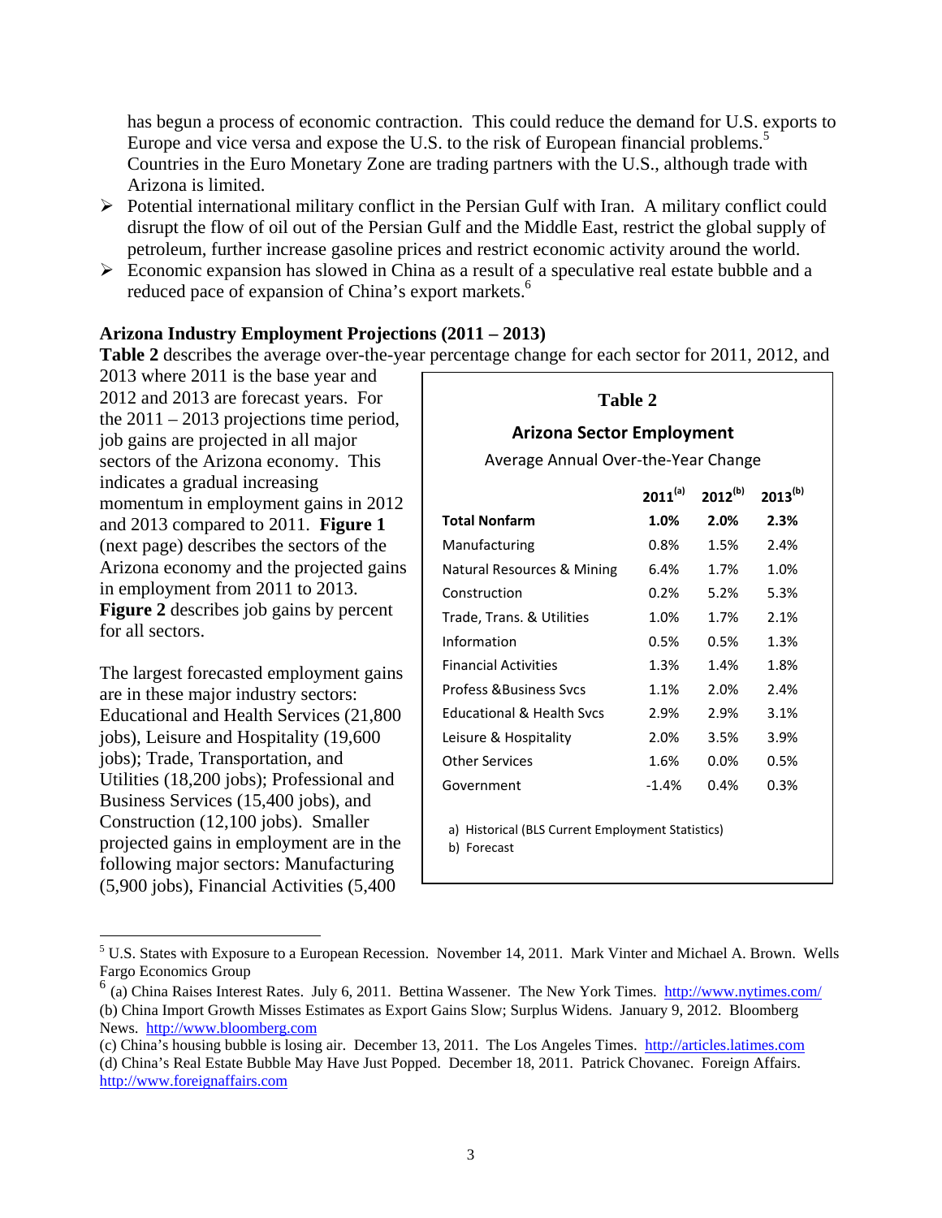has begun a process of economic contraction. This could reduce the demand for U.S. exports to Europe and vice versa and expose the U.S. to the risk of European financial problems.[5] Countries in the Euro Monetary Zone are trading partners with the U.S., although trade with Arizona is limited.

- Potential international military conflict in the Persian Gulf with Iran. A military conflict could disrupt the flow of oil out of the Persian Gulf and the Middle East, restrict the global supply of petroleum, further increase gasoline prices and restrict economic activity around the world.
- Economic expansion has slowed in China as a result of a speculative real estate bubble and a reduced pace of expansion of China's export markets.[6]

**Arizona Industry Employment Projections (2011 – 2013)**

**Table 2** describes the average over-the-year percentage change for each sector for 2011, 2012, and 2013 where 2011 is the base year and 2012 and 2013 are forecast years. For the 2011 – 2013 projections time period, job gains are projected in all major sectors of the Arizona economy. This indicates a gradual increasing momentum in employment gains in 2012 and 2013 compared to 2011. **Figure 1** (next page) describes the sectors of the Arizona economy and the projected gains in employment from 2011 to 2013. **Figure 2** describes job gains by percent for all sectors.

**Table 2**

**Arizona Sector Employment**

Average Annual Over-the-Year Change

| | 2011[a] | 2012[b] | 2013[b] |
|---|---|---|---|
| **Total Nonfarm** | **1.0%** | **2.0%** | **2.3%** |
| Manufacturing | 0.8% | 1.5% | 2.4% |
| Natural Resources & Mining | 6.4% | 1.7% | 1.0% |
| Construction | 0.2% | 5.2% | 5.3% |
| Trade, Trans. & Utilities | 1.0% | 1.7% | 2.1% |
| Information | 0.5% | 0.5% | 1.3% |
| Financial Activities | 1.3% | 1.4% | 1.8% |
| Profess &Business Svcs | 1.1% | 2.0% | 2.4% |
| Educational & Health Svcs | 2.9% | 2.9% | 3.1% |
| Leisure & Hospitality | 2.0% | 3.5% | 3.9% |
| Other Services | 1.6% | 0.0% | 0.5% |
| Government | -1.4% | 0.4% | 0.3% |

a) Historical (BLS Current Employment Statistics)
b) Forecast

The largest forecasted employment gains are in these major industry sectors: Educational and Health Services (21,800 jobs), Leisure and Hospitality (19,600 jobs); Trade, Transportation, and Utilities (18,200 jobs); Professional and Business Services (15,400 jobs), and Construction (12,100 jobs). Smaller projected gains in employment are in the following major sectors: Manufacturing (5,900 jobs), Financial Activities (5,400

[5] U.S. States with Exposure to a European Recession. November 14, 2011. Mark Vinter and Michael A. Brown. Wells Fargo Economics Group

[6] (a) China Raises Interest Rates. July 6, 2011. Bettina Wassener. The New York Times. http://www.nytimes.com/
(b) China Import Growth Misses Estimates as Export Gains Slow; Surplus Widens. January 9, 2012. Bloomberg News. http://www.bloomberg.com
(c) China's housing bubble is losing air. December 13, 2011. The Los Angeles Times. http://articles.latimes.com
(d) China's Real Estate Bubble May Have Just Popped. December 18, 2011. Patrick Chovanec. Foreign Affairs. http://www.foreignaffairs.com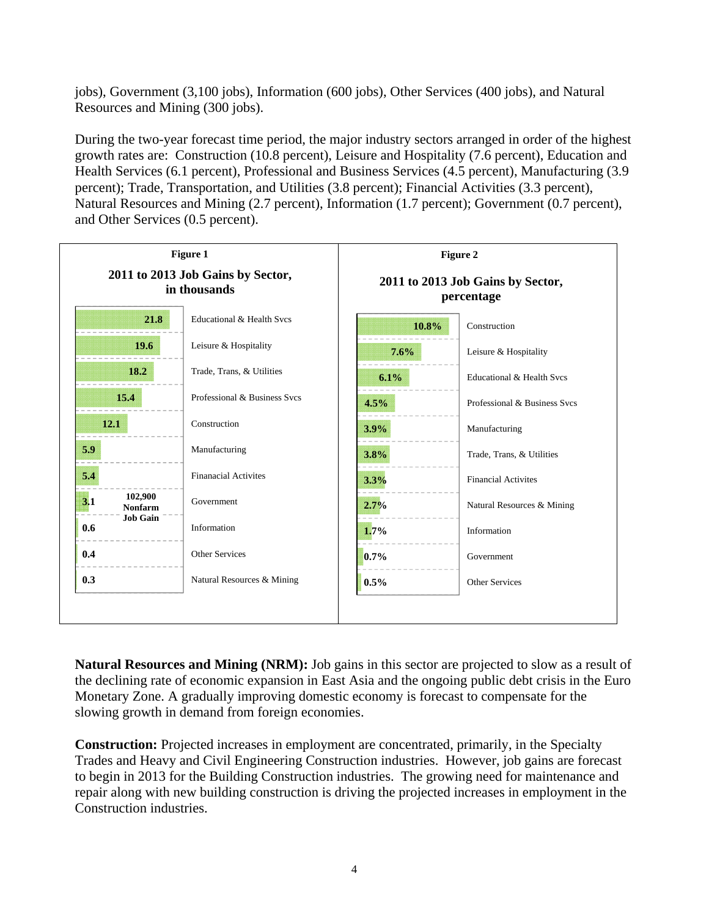jobs), Government (3,100 jobs), Information (600 jobs), Other Services (400 jobs), and Natural Resources and Mining (300 jobs).

During the two-year forecast time period, the major industry sectors arranged in order of the highest growth rates are: Construction (10.8 percent), Leisure and Hospitality (7.6 percent), Education and Health Services (6.1 percent), Professional and Business Services (4.5 percent), Manufacturing (3.9 percent); Trade, Transportation, and Utilities (3.8 percent); Financial Activities (3.3 percent), Natural Resources and Mining (2.7 percent), Information (1.7 percent); Government (0.7 percent), and Other Services (0.5 percent).

**Figure 1**

**2011 to 2013 Job Gains by Sector, in thousands**

| Sector | Job Gains (thousands) |
|---|---|
| Educational & Health Svcs | 21.8 |
| Leisure & Hospitality | 19.6 |
| Trade, Trans, & Utilities | 18.2 |
| Professional & Business Svcs | 15.4 |
| Construction | 12.1 |
| Manufacturing | 5.9 |
| Finanacial Activites | 5.4 |
| Government | 3.1 |
| Information | 0.6 |
| Other Services | 0.4 |
| Natural Resources & Mining | 0.3 |

102,900 Nonfarm Job Gain

**Figure 2**

**2011 to 2013 Job Gains by Sector, percentage**

| Sector | Job Gains (percentage) |
|---|---|
| Construction | 10.8% |
| Leisure & Hospitality | 7.6% |
| Educational & Health Svcs | 6.1% |
| Professional & Business Svcs | 4.5% |
| Manufacturing | 3.9% |
| Trade, Trans, & Utilities | 3.8% |
| Financial Activites | 3.3% |
| Natural Resources & Mining | 2.7% |
| Information | 1.7% |
| Government | 0.7% |
| Other Services | 0.5% |

**Natural Resources and Mining (NRM):** Job gains in this sector are projected to slow as a result of the declining rate of economic expansion in East Asia and the ongoing public debt crisis in the Euro Monetary Zone. A gradually improving domestic economy is forecast to compensate for the slowing growth in demand from foreign economies.

**Construction:** Projected increases in employment are concentrated, primarily, in the Specialty Trades and Heavy and Civil Engineering Construction industries. However, job gains are forecast to begin in 2013 for the Building Construction industries. The growing need for maintenance and repair along with new building construction is driving the projected increases in employment in the Construction industries.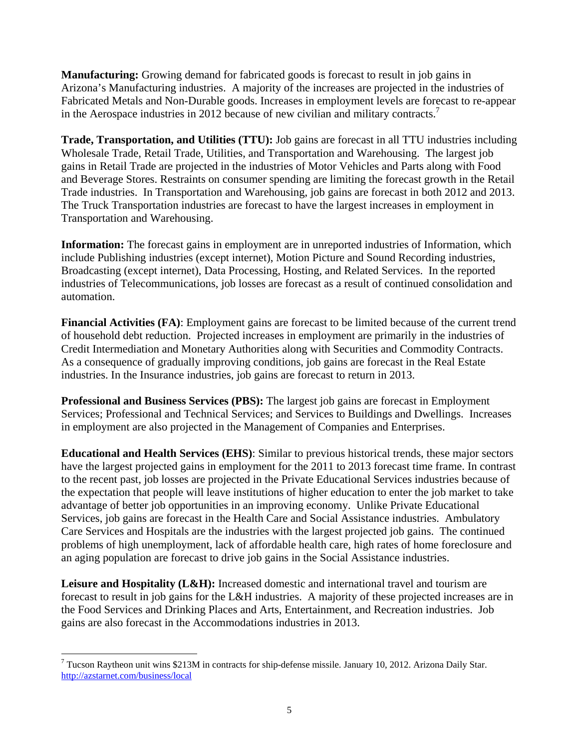**Manufacturing:** Growing demand for fabricated goods is forecast to result in job gains in Arizona's Manufacturing industries. A majority of the increases are projected in the industries of Fabricated Metals and Non-Durable goods. Increases in employment levels are forecast to re-appear in the Aerospace industries in 2012 because of new civilian and military contracts.[7]

**Trade, Transportation, and Utilities (TTU):** Job gains are forecast in all TTU industries including Wholesale Trade, Retail Trade, Utilities, and Transportation and Warehousing. The largest job gains in Retail Trade are projected in the industries of Motor Vehicles and Parts along with Food and Beverage Stores. Restraints on consumer spending are limiting the forecast growth in the Retail Trade industries. In Transportation and Warehousing, job gains are forecast in both 2012 and 2013. The Truck Transportation industries are forecast to have the largest increases in employment in Transportation and Warehousing.

**Information:** The forecast gains in employment are in unreported industries of Information, which include Publishing industries (except internet), Motion Picture and Sound Recording industries, Broadcasting (except internet), Data Processing, Hosting, and Related Services. In the reported industries of Telecommunications, job losses are forecast as a result of continued consolidation and automation.

**Financial Activities (FA)**: Employment gains are forecast to be limited because of the current trend of household debt reduction. Projected increases in employment are primarily in the industries of Credit Intermediation and Monetary Authorities along with Securities and Commodity Contracts. As a consequence of gradually improving conditions, job gains are forecast in the Real Estate industries. In the Insurance industries, job gains are forecast to return in 2013.

**Professional and Business Services (PBS):** The largest job gains are forecast in Employment Services; Professional and Technical Services; and Services to Buildings and Dwellings. Increases in employment are also projected in the Management of Companies and Enterprises.

**Educational and Health Services (EHS)**: Similar to previous historical trends, these major sectors have the largest projected gains in employment for the 2011 to 2013 forecast time frame. In contrast to the recent past, job losses are projected in the Private Educational Services industries because of the expectation that people will leave institutions of higher education to enter the job market to take advantage of better job opportunities in an improving economy. Unlike Private Educational Services, job gains are forecast in the Health Care and Social Assistance industries. Ambulatory Care Services and Hospitals are the industries with the largest projected job gains. The continued problems of high unemployment, lack of affordable health care, high rates of home foreclosure and an aging population are forecast to drive job gains in the Social Assistance industries.

**Leisure and Hospitality (L&H):** Increased domestic and international travel and tourism are forecast to result in job gains for the L&H industries. A majority of these projected increases are in the Food Services and Drinking Places and Arts, Entertainment, and Recreation industries. Job gains are also forecast in the Accommodations industries in 2013.

---

[7] Tucson Raytheon unit wins $213M in contracts for ship-defense missile. January 10, 2012. Arizona Daily Star. http://azstarnet.com/business/local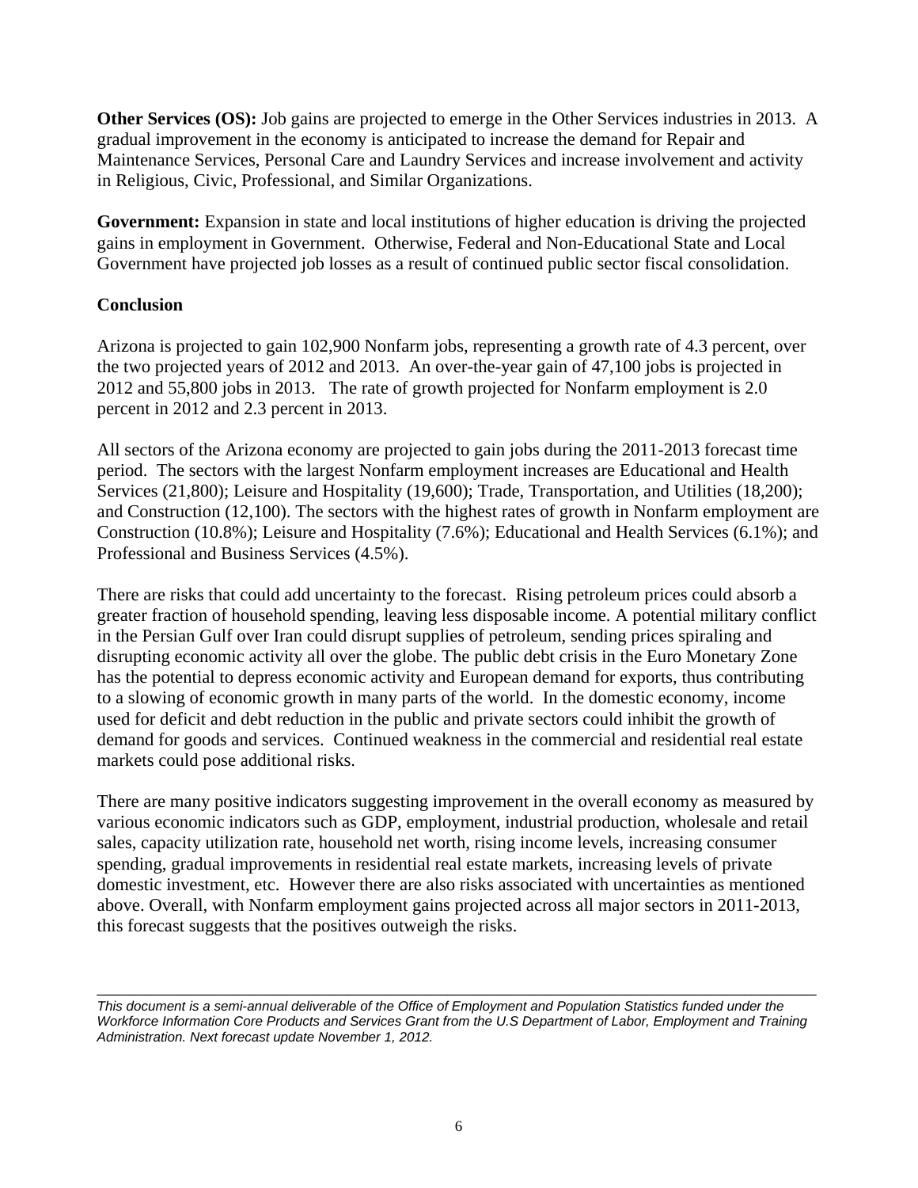**Other Services (OS):** Job gains are projected to emerge in the Other Services industries in 2013. A gradual improvement in the economy is anticipated to increase the demand for Repair and Maintenance Services, Personal Care and Laundry Services and increase involvement and activity in Religious, Civic, Professional, and Similar Organizations.

**Government:** Expansion in state and local institutions of higher education is driving the projected gains in employment in Government. Otherwise, Federal and Non-Educational State and Local Government have projected job losses as a result of continued public sector fiscal consolidation.

**Conclusion**

Arizona is projected to gain 102,900 Nonfarm jobs, representing a growth rate of 4.3 percent, over the two projected years of 2012 and 2013. An over-the-year gain of 47,100 jobs is projected in 2012 and 55,800 jobs in 2013. The rate of growth projected for Nonfarm employment is 2.0 percent in 2012 and 2.3 percent in 2013.

All sectors of the Arizona economy are projected to gain jobs during the 2011-2013 forecast time period. The sectors with the largest Nonfarm employment increases are Educational and Health Services (21,800); Leisure and Hospitality (19,600); Trade, Transportation, and Utilities (18,200); and Construction (12,100). The sectors with the highest rates of growth in Nonfarm employment are Construction (10.8%); Leisure and Hospitality (7.6%); Educational and Health Services (6.1%); and Professional and Business Services (4.5%).

There are risks that could add uncertainty to the forecast. Rising petroleum prices could absorb a greater fraction of household spending, leaving less disposable income. A potential military conflict in the Persian Gulf over Iran could disrupt supplies of petroleum, sending prices spiraling and disrupting economic activity all over the globe. The public debt crisis in the Euro Monetary Zone has the potential to depress economic activity and European demand for exports, thus contributing to a slowing of economic growth in many parts of the world. In the domestic economy, income used for deficit and debt reduction in the public and private sectors could inhibit the growth of demand for goods and services. Continued weakness in the commercial and residential real estate markets could pose additional risks.

There are many positive indicators suggesting improvement in the overall economy as measured by various economic indicators such as GDP, employment, industrial production, wholesale and retail sales, capacity utilization rate, household net worth, rising income levels, increasing consumer spending, gradual improvements in residential real estate markets, increasing levels of private domestic investment, etc. However there are also risks associated with uncertainties as mentioned above. Overall, with Nonfarm employment gains projected across all major sectors in 2011-2013, this forecast suggests that the positives outweigh the risks.

---

*This document is a semi-annual deliverable of the Office of Employment and Population Statistics funded under the Workforce Information Core Products and Services Grant from the U.S Department of Labor, Employment and Training Administration. Next forecast update November 1, 2012.*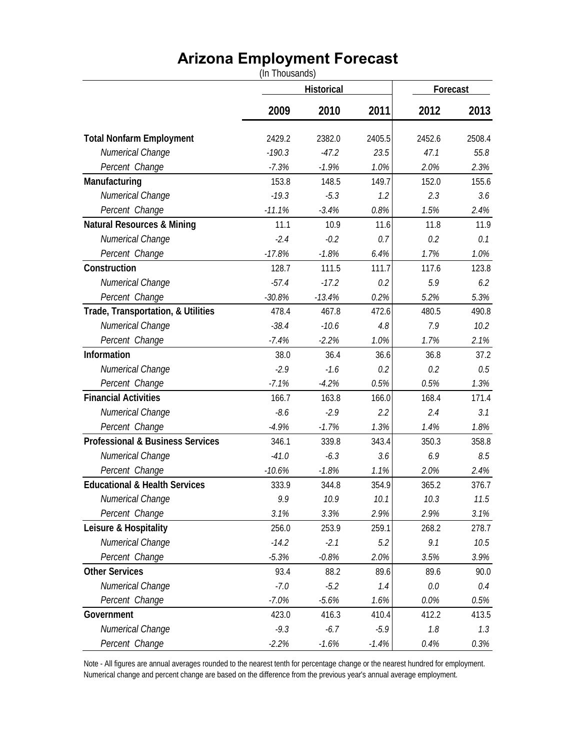# Arizona Employment Forecast

(In Thousands)

| | Historical | | | Forecast | |
|---|---|---|---|---|---|
| | 2009 | 2010 | 2011 | 2012 | 2013 |
| **Total Nonfarm Employment** | 2429.2 | 2382.0 | 2405.5 | 2452.6 | 2508.4 |
| *Numerical Change* | *-190.3* | *-47.2* | *23.5* | *47.1* | *55.8* |
| *Percent Change* | *-7.3%* | *-1.9%* | *1.0%* | *2.0%* | *2.3%* |
| **Manufacturing** | 153.8 | 148.5 | 149.7 | 152.0 | 155.6 |
| *Numerical Change* | *-19.3* | *-5.3* | *1.2* | *2.3* | *3.6* |
| *Percent Change* | *-11.1%* | *-3.4%* | *0.8%* | *1.5%* | *2.4%* |
| **Natural Resources & Mining** | 11.1 | 10.9 | 11.6 | 11.8 | 11.9 |
| *Numerical Change* | *-2.4* | *-0.2* | *0.7* | *0.2* | *0.1* |
| *Percent Change* | *-17.8%* | *-1.8%* | *6.4%* | *1.7%* | *1.0%* |
| **Construction** | 128.7 | 111.5 | 111.7 | 117.6 | 123.8 |
| *Numerical Change* | *-57.4* | *-17.2* | *0.2* | *5.9* | *6.2* |
| *Percent Change* | *-30.8%* | *-13.4%* | *0.2%* | *5.2%* | *5.3%* |
| **Trade, Transportation, & Utilities** | 478.4 | 467.8 | 472.6 | 480.5 | 490.8 |
| *Numerical Change* | *-38.4* | *-10.6* | *4.8* | *7.9* | *10.2* |
| *Percent Change* | *-7.4%* | *-2.2%* | *1.0%* | *1.7%* | *2.1%* |
| **Information** | 38.0 | 36.4 | 36.6 | 36.8 | 37.2 |
| *Numerical Change* | *-2.9* | *-1.6* | *0.2* | *0.2* | *0.5* |
| *Percent Change* | *-7.1%* | *-4.2%* | *0.5%* | *0.5%* | *1.3%* |
| **Financial Activities** | 166.7 | 163.8 | 166.0 | 168.4 | 171.4 |
| *Numerical Change* | *-8.6* | *-2.9* | *2.2* | *2.4* | *3.1* |
| *Percent Change* | *-4.9%* | *-1.7%* | *1.3%* | *1.4%* | *1.8%* |
| **Professional & Business Services** | 346.1 | 339.8 | 343.4 | 350.3 | 358.8 |
| *Numerical Change* | *-41.0* | *-6.3* | *3.6* | *6.9* | *8.5* |
| *Percent Change* | *-10.6%* | *-1.8%* | *1.1%* | *2.0%* | *2.4%* |
| **Educational & Health Services** | 333.9 | 344.8 | 354.9 | 365.2 | 376.7 |
| *Numerical Change* | *9.9* | *10.9* | *10.1* | *10.3* | *11.5* |
| *Percent Change* | *3.1%* | *3.3%* | *2.9%* | *2.9%* | *3.1%* |
| **Leisure & Hospitality** | 256.0 | 253.9 | 259.1 | 268.2 | 278.7 |
| *Numerical Change* | *-14.2* | *-2.1* | *5.2* | *9.1* | *10.5* |
| *Percent Change* | *-5.3%* | *-0.8%* | *2.0%* | *3.5%* | *3.9%* |
| **Other Services** | 93.4 | 88.2 | 89.6 | 89.6 | 90.0 |
| *Numerical Change* | *-7.0* | *-5.2* | *1.4* | *0.0* | *0.4* |
| *Percent Change* | *-7.0%* | *-5.6%* | *1.6%* | *0.0%* | *0.5%* |
| **Government** | 423.0 | 416.3 | 410.4 | 412.2 | 413.5 |
| *Numerical Change* | *-9.3* | *-6.7* | *-5.9* | *1.8* | *1.3* |
| *Percent Change* | *-2.2%* | *-1.6%* | *-1.4%* | *0.4%* | *0.3%* |

Note - All figures are annual averages rounded to the nearest tenth for percentage change or the nearest hundred for employment. Numerical change and percent change are based on the difference from the previous year's annual average employment.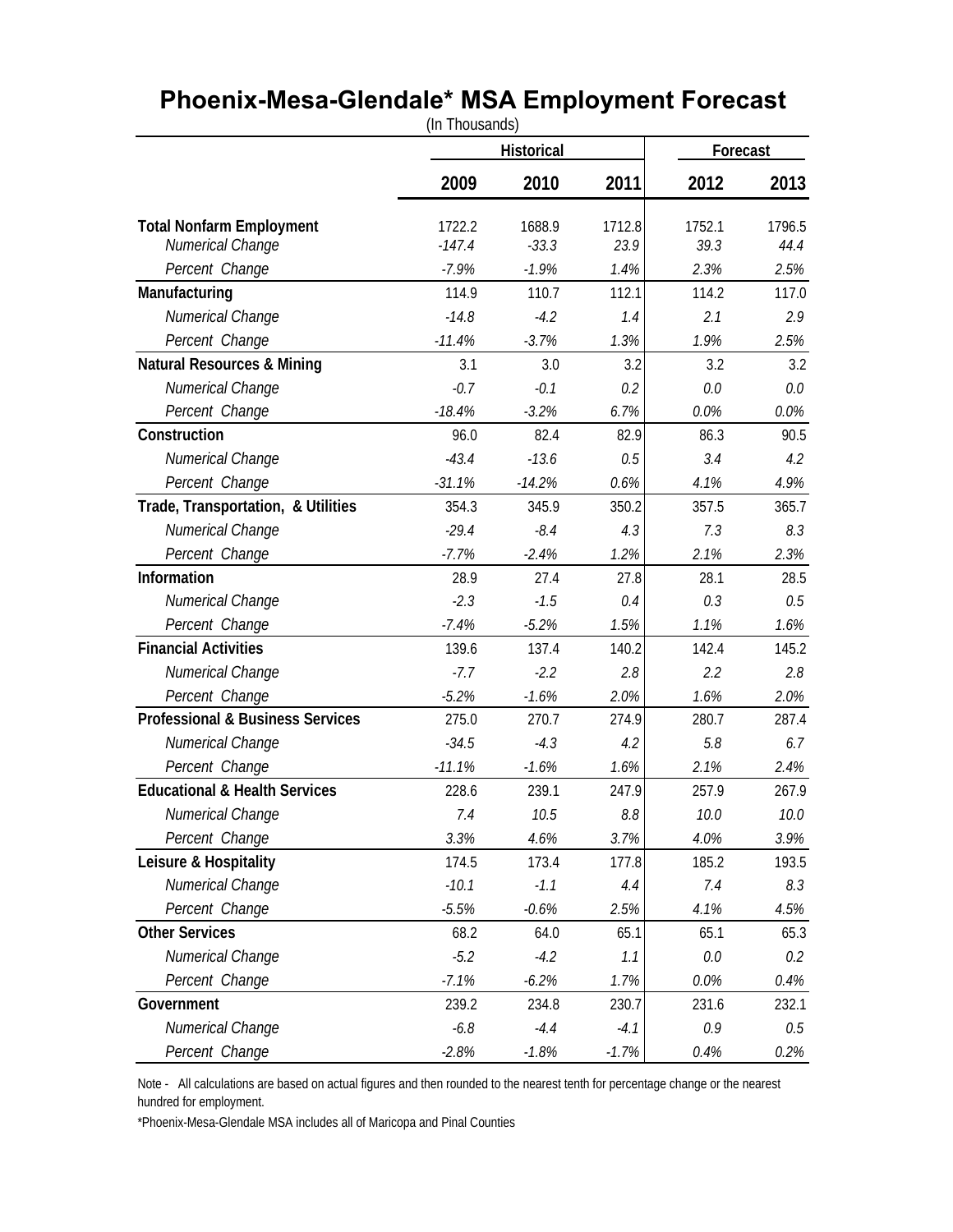# Phoenix-Mesa-Glendale* MSA Employment Forecast

(In Thousands)

| | Historical | | | Forecast | |
|---|---|---|---|---|---|
| | 2009 | 2010 | 2011 | 2012 | 2013 |
| **Total Nonfarm Employment** | 1722.2 | 1688.9 | 1712.8 | 1752.1 | 1796.5 |
| *Numerical Change* | *-147.4* | *-33.3* | *23.9* | *39.3* | *44.4* |
| *Percent Change* | *-7.9%* | *-1.9%* | *1.4%* | *2.3%* | *2.5%* |
| **Manufacturing** | 114.9 | 110.7 | 112.1 | 114.2 | 117.0 |
| *Numerical Change* | *-14.8* | *-4.2* | *1.4* | *2.1* | *2.9* |
| *Percent Change* | *-11.4%* | *-3.7%* | *1.3%* | *1.9%* | *2.5%* |
| **Natural Resources & Mining** | 3.1 | 3.0 | 3.2 | 3.2 | 3.2 |
| *Numerical Change* | *-0.7* | *-0.1* | *0.2* | *0.0* | *0.0* |
| *Percent Change* | *-18.4%* | *-3.2%* | *6.7%* | *0.0%* | *0.0%* |
| **Construction** | 96.0 | 82.4 | 82.9 | 86.3 | 90.5 |
| *Numerical Change* | *-43.4* | *-13.6* | *0.5* | *3.4* | *4.2* |
| *Percent Change* | *-31.1%* | *-14.2%* | *0.6%* | *4.1%* | *4.9%* |
| **Trade, Transportation, & Utilities** | 354.3 | 345.9 | 350.2 | 357.5 | 365.7 |
| *Numerical Change* | *-29.4* | *-8.4* | *4.3* | *7.3* | *8.3* |
| *Percent Change* | *-7.7%* | *-2.4%* | *1.2%* | *2.1%* | *2.3%* |
| **Information** | 28.9 | 27.4 | 27.8 | 28.1 | 28.5 |
| *Numerical Change* | *-2.3* | *-1.5* | *0.4* | *0.3* | *0.5* |
| *Percent Change* | *-7.4%* | *-5.2%* | *1.5%* | *1.1%* | *1.6%* |
| **Financial Activities** | 139.6 | 137.4 | 140.2 | 142.4 | 145.2 |
| *Numerical Change* | *-7.7* | *-2.2* | *2.8* | *2.2* | *2.8* |
| *Percent Change* | *-5.2%* | *-1.6%* | *2.0%* | *1.6%* | *2.0%* |
| **Professional & Business Services** | 275.0 | 270.7 | 274.9 | 280.7 | 287.4 |
| *Numerical Change* | *-34.5* | *-4.3* | *4.2* | *5.8* | *6.7* |
| *Percent Change* | *-11.1%* | *-1.6%* | *1.6%* | *2.1%* | *2.4%* |
| **Educational & Health Services** | 228.6 | 239.1 | 247.9 | 257.9 | 267.9 |
| *Numerical Change* | *7.4* | *10.5* | *8.8* | *10.0* | *10.0* |
| *Percent Change* | *3.3%* | *4.6%* | *3.7%* | *4.0%* | *3.9%* |
| **Leisure & Hospitality** | 174.5 | 173.4 | 177.8 | 185.2 | 193.5 |
| *Numerical Change* | *-10.1* | *-1.1* | *4.4* | *7.4* | *8.3* |
| *Percent Change* | *-5.5%* | *-0.6%* | *2.5%* | *4.1%* | *4.5%* |
| **Other Services** | 68.2 | 64.0 | 65.1 | 65.1 | 65.3 |
| *Numerical Change* | *-5.2* | *-4.2* | *1.1* | *0.0* | *0.2* |
| *Percent Change* | *-7.1%* | *-6.2%* | *1.7%* | *0.0%* | *0.4%* |
| **Government** | 239.2 | 234.8 | 230.7 | 231.6 | 232.1 |
| *Numerical Change* | *-6.8* | *-4.4* | *-4.1* | *0.9* | *0.5* |
| *Percent Change* | *-2.8%* | *-1.8%* | *-1.7%* | *0.4%* | *0.2%* |

Note - All calculations are based on actual figures and then rounded to the nearest tenth for percentage change or the nearest hundred for employment.

*Phoenix-Mesa-Glendale MSA includes all of Maricopa and Pinal Counties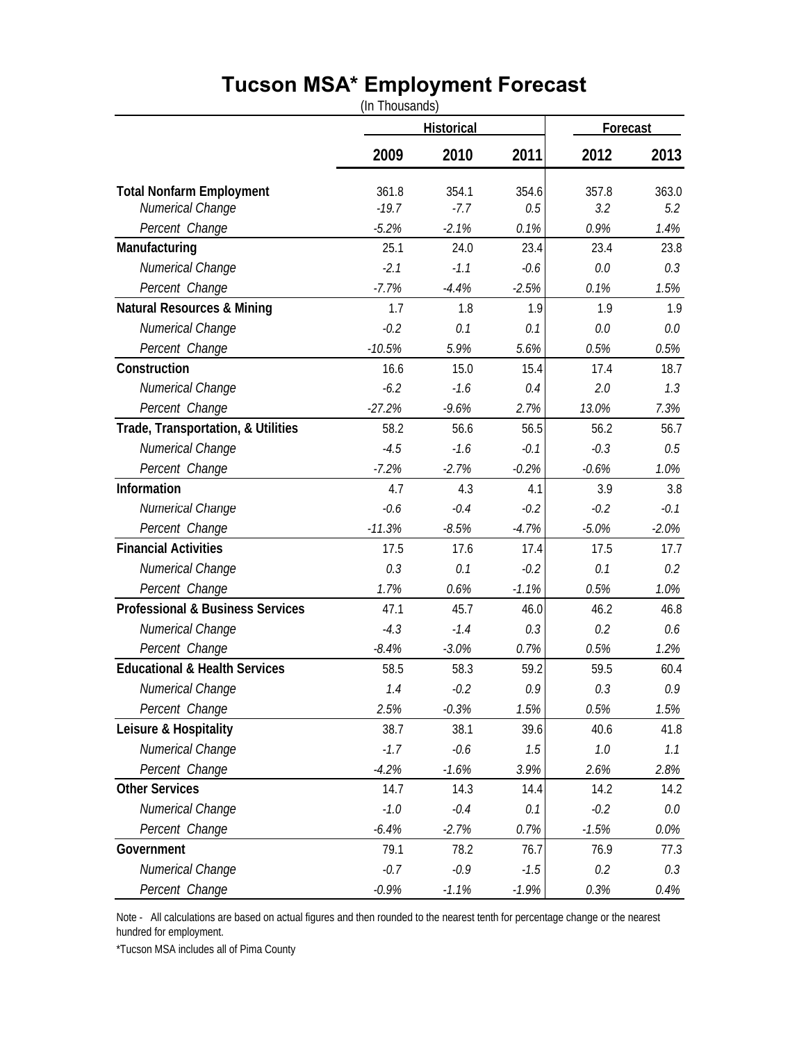# Tucson MSA* Employment Forecast

(In Thousands)

| | Historical | | | Forecast | |
|---|---|---|---|---|---|
| | **2009** | **2010** | **2011** | **2012** | **2013** |
| **Total Nonfarm Employment** | 361.8 | 354.1 | 354.6 | 357.8 | 363.0 |
| *Numerical Change* | *-19.7* | *-7.7* | *0.5* | *3.2* | *5.2* |
| *Percent Change* | *-5.2%* | *-2.1%* | *0.1%* | *0.9%* | *1.4%* |
| **Manufacturing** | 25.1 | 24.0 | 23.4 | 23.4 | 23.8 |
| *Numerical Change* | *-2.1* | *-1.1* | *-0.6* | *0.0* | *0.3* |
| *Percent Change* | *-7.7%* | *-4.4%* | *-2.5%* | *0.1%* | *1.5%* |
| **Natural Resources & Mining** | 1.7 | 1.8 | 1.9 | 1.9 | 1.9 |
| *Numerical Change* | *-0.2* | *0.1* | *0.1* | *0.0* | *0.0* |
| *Percent Change* | *-10.5%* | *5.9%* | *5.6%* | *0.5%* | *0.5%* |
| **Construction** | 16.6 | 15.0 | 15.4 | 17.4 | 18.7 |
| *Numerical Change* | *-6.2* | *-1.6* | *0.4* | *2.0* | *1.3* |
| *Percent Change* | *-27.2%* | *-9.6%* | *2.7%* | *13.0%* | *7.3%* |
| **Trade, Transportation, & Utilities** | 58.2 | 56.6 | 56.5 | 56.2 | 56.7 |
| *Numerical Change* | *-4.5* | *-1.6* | *-0.1* | *-0.3* | *0.5* |
| *Percent Change* | *-7.2%* | *-2.7%* | *-0.2%* | *-0.6%* | *1.0%* |
| **Information** | 4.7 | 4.3 | 4.1 | 3.9 | 3.8 |
| *Numerical Change* | *-0.6* | *-0.4* | *-0.2* | *-0.2* | *-0.1* |
| *Percent Change* | *-11.3%* | *-8.5%* | *-4.7%* | *-5.0%* | *-2.0%* |
| **Financial Activities** | 17.5 | 17.6 | 17.4 | 17.5 | 17.7 |
| *Numerical Change* | *0.3* | *0.1* | *-0.2* | *0.1* | *0.2* |
| *Percent Change* | *1.7%* | *0.6%* | *-1.1%* | *0.5%* | *1.0%* |
| **Professional & Business Services** | 47.1 | 45.7 | 46.0 | 46.2 | 46.8 |
| *Numerical Change* | *-4.3* | *-1.4* | *0.3* | *0.2* | *0.6* |
| *Percent Change* | *-8.4%* | *-3.0%* | *0.7%* | *0.5%* | *1.2%* |
| **Educational & Health Services** | 58.5 | 58.3 | 59.2 | 59.5 | 60.4 |
| *Numerical Change* | *1.4* | *-0.2* | *0.9* | *0.3* | *0.9* |
| *Percent Change* | *2.5%* | *-0.3%* | *1.5%* | *0.5%* | *1.5%* |
| **Leisure & Hospitality** | 38.7 | 38.1 | 39.6 | 40.6 | 41.8 |
| *Numerical Change* | *-1.7* | *-0.6* | *1.5* | *1.0* | *1.1* |
| *Percent Change* | *-4.2%* | *-1.6%* | *3.9%* | *2.6%* | *2.8%* |
| **Other Services** | 14.7 | 14.3 | 14.4 | 14.2 | 14.2 |
| *Numerical Change* | *-1.0* | *-0.4* | *0.1* | *-0.2* | *0.0* |
| *Percent Change* | *-6.4%* | *-2.7%* | *0.7%* | *-1.5%* | *0.0%* |
| **Government** | 79.1 | 78.2 | 76.7 | 76.9 | 77.3 |
| *Numerical Change* | *-0.7* | *-0.9* | *-1.5* | *0.2* | *0.3* |
| *Percent Change* | *-0.9%* | *-1.1%* | *-1.9%* | *0.3%* | *0.4%* |

Note - All calculations are based on actual figures and then rounded to the nearest tenth for percentage change or the nearest hundred for employment.

*Tucson MSA includes all of Pima County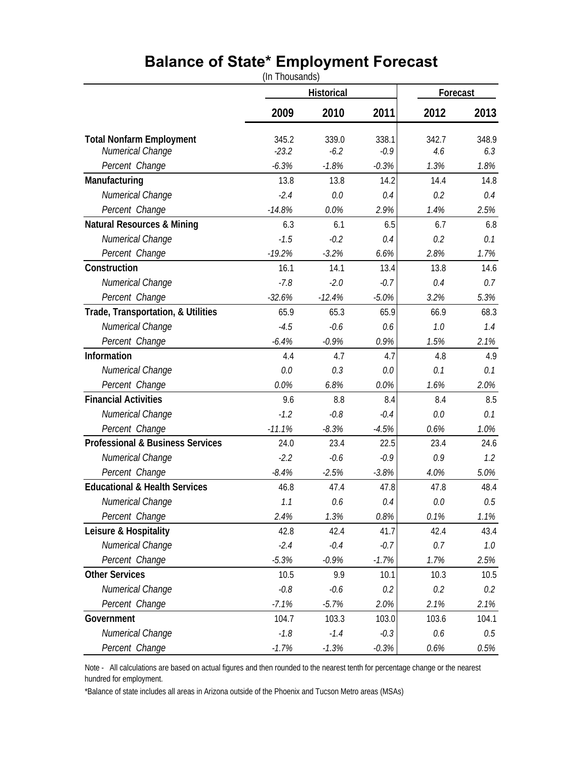# Balance of State* Employment Forecast

(In Thousands)

| | Historical | | | Forecast | |
|---|---|---|---|---|---|
| | 2009 | 2010 | 2011 | 2012 | 2013 |
| **Total Nonfarm Employment** | 345.2 | 339.0 | 338.1 | 342.7 | 348.9 |
| *Numerical Change* | *-23.2* | *-6.2* | *-0.9* | *4.6* | *6.3* |
| *Percent Change* | *-6.3%* | *-1.8%* | *-0.3%* | *1.3%* | *1.8%* |
| **Manufacturing** | 13.8 | 13.8 | 14.2 | 14.4 | 14.8 |
| *Numerical Change* | *-2.4* | *0.0* | *0.4* | *0.2* | *0.4* |
| *Percent Change* | *-14.8%* | *0.0%* | *2.9%* | *1.4%* | *2.5%* |
| **Natural Resources & Mining** | 6.3 | 6.1 | 6.5 | 6.7 | 6.8 |
| *Numerical Change* | *-1.5* | *-0.2* | *0.4* | *0.2* | *0.1* |
| *Percent Change* | *-19.2%* | *-3.2%* | *6.6%* | *2.8%* | *1.7%* |
| **Construction** | 16.1 | 14.1 | 13.4 | 13.8 | 14.6 |
| *Numerical Change* | *-7.8* | *-2.0* | *-0.7* | *0.4* | *0.7* |
| *Percent Change* | *-32.6%* | *-12.4%* | *-5.0%* | *3.2%* | *5.3%* |
| **Trade, Transportation, & Utilities** | 65.9 | 65.3 | 65.9 | 66.9 | 68.3 |
| *Numerical Change* | *-4.5* | *-0.6* | *0.6* | *1.0* | *1.4* |
| *Percent Change* | *-6.4%* | *-0.9%* | *0.9%* | *1.5%* | *2.1%* |
| **Information** | 4.4 | 4.7 | 4.7 | 4.8 | 4.9 |
| *Numerical Change* | *0.0* | *0.3* | *0.0* | *0.1* | *0.1* |
| *Percent Change* | *0.0%* | *6.8%* | *0.0%* | *1.6%* | *2.0%* |
| **Financial Activities** | 9.6 | 8.8 | 8.4 | 8.4 | 8.5 |
| *Numerical Change* | *-1.2* | *-0.8* | *-0.4* | *0.0* | *0.1* |
| *Percent Change* | *-11.1%* | *-8.3%* | *-4.5%* | *0.6%* | *1.0%* |
| **Professional & Business Services** | 24.0 | 23.4 | 22.5 | 23.4 | 24.6 |
| *Numerical Change* | *-2.2* | *-0.6* | *-0.9* | *0.9* | *1.2* |
| *Percent Change* | *-8.4%* | *-2.5%* | *-3.8%* | *4.0%* | *5.0%* |
| **Educational & Health Services** | 46.8 | 47.4 | 47.8 | 47.8 | 48.4 |
| *Numerical Change* | *1.1* | *0.6* | *0.4* | *0.0* | *0.5* |
| *Percent Change* | *2.4%* | *1.3%* | *0.8%* | *0.1%* | *1.1%* |
| **Leisure & Hospitality** | 42.8 | 42.4 | 41.7 | 42.4 | 43.4 |
| *Numerical Change* | *-2.4* | *-0.4* | *-0.7* | *0.7* | *1.0* |
| *Percent Change* | *-5.3%* | *-0.9%* | *-1.7%* | *1.7%* | *2.5%* |
| **Other Services** | 10.5 | 9.9 | 10.1 | 10.3 | 10.5 |
| *Numerical Change* | *-0.8* | *-0.6* | *0.2* | *0.2* | *0.2* |
| *Percent Change* | *-7.1%* | *-5.7%* | *2.0%* | *2.1%* | *2.1%* |
| **Government** | 104.7 | 103.3 | 103.0 | 103.6 | 104.1 |
| *Numerical Change* | *-1.8* | *-1.4* | *-0.3* | *0.6* | *0.5* |
| *Percent Change* | *-1.7%* | *-1.3%* | *-0.3%* | *0.6%* | *0.5%* |

Note - All calculations are based on actual figures and then rounded to the nearest tenth for percentage change or the nearest hundred for employment.

*Balance of state includes all areas in Arizona outside of the Phoenix and Tucson Metro areas (MSAs)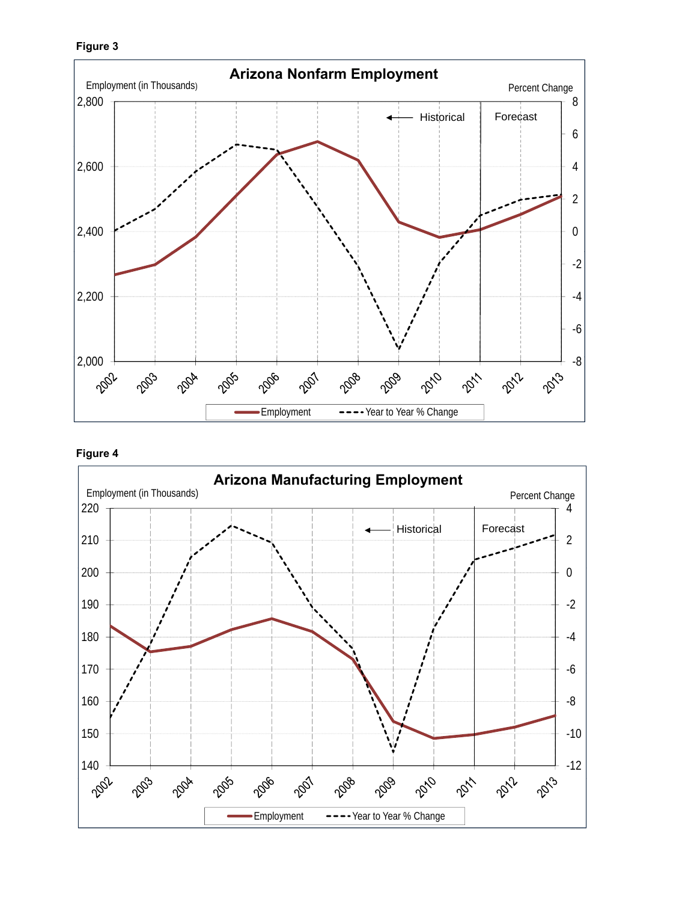**Figure 3**

**Arizona Nonfarm Employment**

Employment (in Thousands) — Percent Change

Historical | Forecast

Legend: Employment; Year to Year % Change

**Figure 4**

**Arizona Manufacturing Employment**

Employment (in Thousands) — Percent Change

Historical | Forecast

Legend: Employment; Year to Year % Change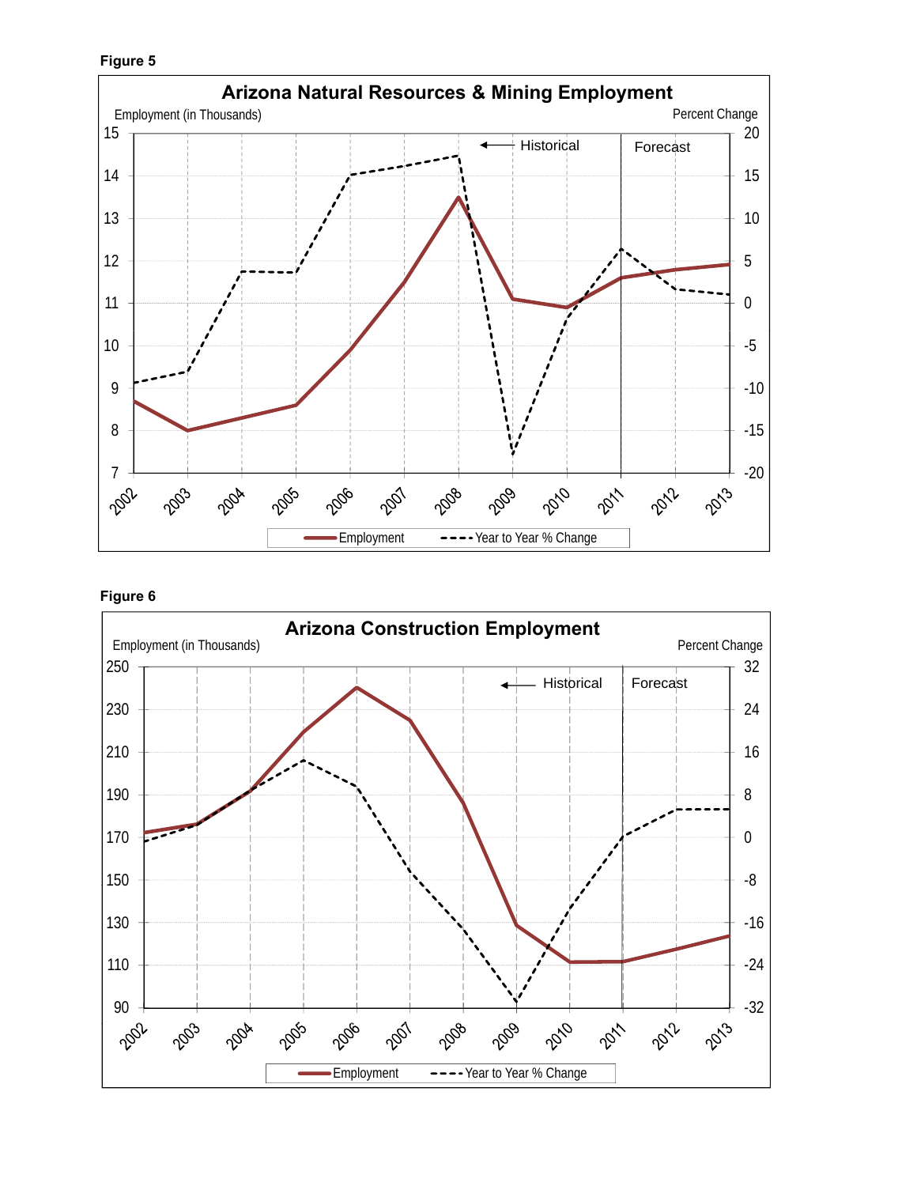**Figure 5**

### Arizona Natural Resources & Mining Employment

Employment (in Thousands) — Percent Change

← Historical | Forecast

Legend: Employment; Year to Year % Change

**Figure 6**

### Arizona Construction Employment

Employment (in Thousands) — Percent Change

← Historical | Forecast

Legend: Employment; Year to Year % Change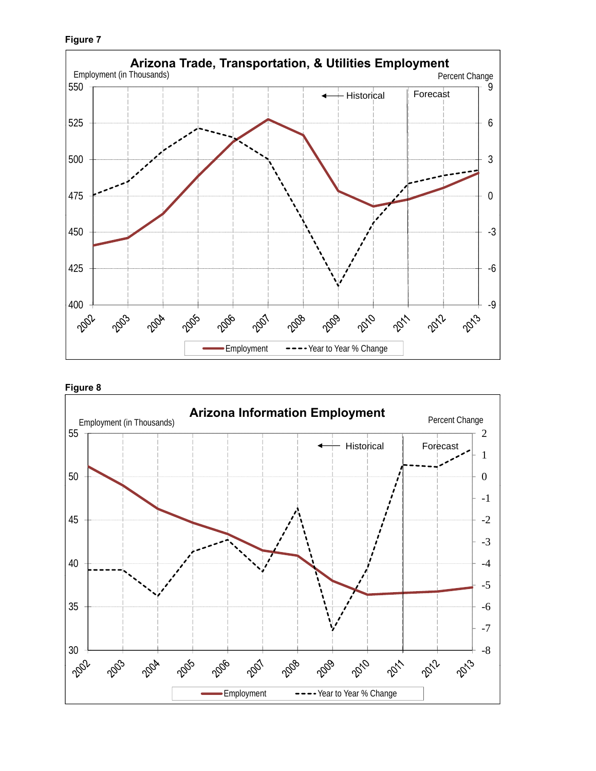**Figure 7**

**Figure 8**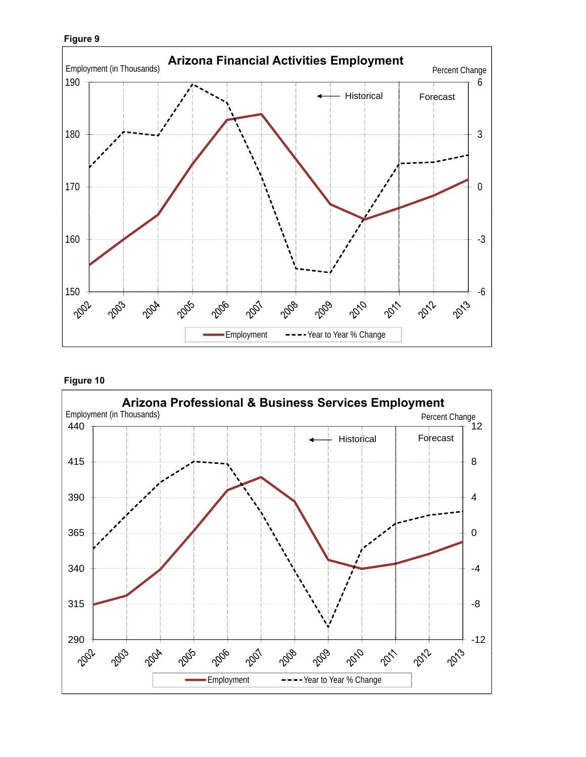**Figure 9**

## Arizona Financial Activities Employment

Employment (in Thousands) — Percent Change

Historical | Forecast

Legend: Employment; Year to Year % Change

**Figure 10**

## Arizona Professional & Business Services Employment

Employment (in Thousands) — Percent Change

Historical | Forecast

Legend: Employment; Year to Year % Change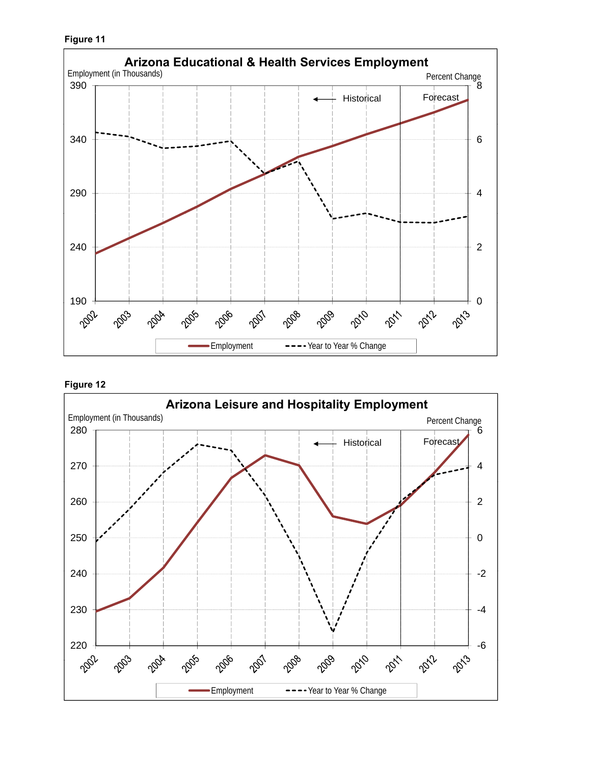**Figure 11**

**Arizona Educational & Health Services Employment**

Employment (in Thousands) | Percent Change

Historical | Forecast

Employment | Year to Year % Change

**Figure 12**

**Arizona Leisure and Hospitality Employment**

Employment (in Thousands) | Percent Change

Historical | Forecast

Employment | Year to Year % Change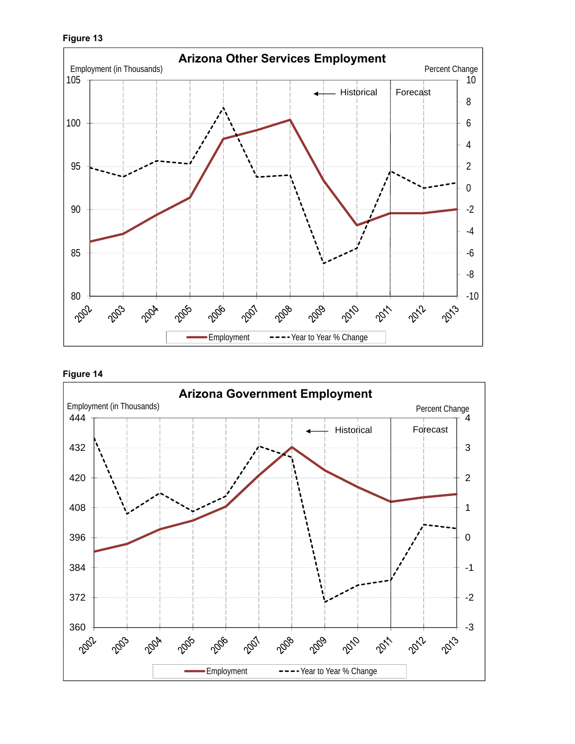Figure 13

Figure 14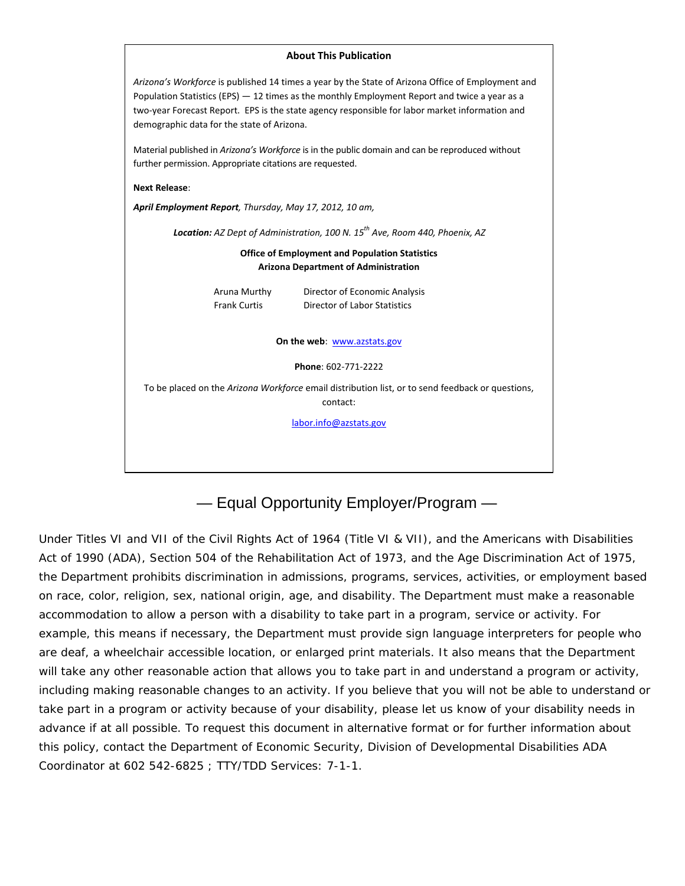## About This Publication

*Arizona's Workforce* is published 14 times a year by the State of Arizona Office of Employment and Population Statistics (EPS) — 12 times as the monthly Employment Report and twice a year as a two-year Forecast Report. EPS is the state agency responsible for labor market information and demographic data for the state of Arizona.

Material published in *Arizona's Workforce* is in the public domain and can be reproduced without further permission. Appropriate citations are requested.

**Next Release**:

***April Employment Report****, Thursday, May 17, 2012, 10 am,*

***Location:*** *AZ Dept of Administration, 100 N. 15th Ave, Room 440, Phoenix, AZ*

**Office of Employment and Population Statistics**
**Arizona Department of Administration**

| | |
|---|---|
| Aruna Murthy | Director of Economic Analysis |
| Frank Curtis | Director of Labor Statistics |

**On the web**: www.azstats.gov

**Phone**: 602-771-2222

To be placed on the *Arizona Workforce* email distribution list, or to send feedback or questions, contact:

labor.info@azstats.gov

## — Equal Opportunity Employer/Program —

Under Titles VI and VII of the Civil Rights Act of 1964 (Title VI & VII), and the Americans with Disabilities Act of 1990 (ADA), Section 504 of the Rehabilitation Act of 1973, and the Age Discrimination Act of 1975, the Department prohibits discrimination in admissions, programs, services, activities, or employment based on race, color, religion, sex, national origin, age, and disability. The Department must make a reasonable accommodation to allow a person with a disability to take part in a program, service or activity. For example, this means if necessary, the Department must provide sign language interpreters for people who are deaf, a wheelchair accessible location, or enlarged print materials. It also means that the Department will take any other reasonable action that allows you to take part in and understand a program or activity, including making reasonable changes to an activity. If you believe that you will not be able to understand or take part in a program or activity because of your disability, please let us know of your disability needs in advance if at all possible. To request this document in alternative format or for further information about this policy, contact the Department of Economic Security, Division of Developmental Disabilities ADA Coordinator at 602 542-6825 ; TTY/TDD Services: 7-1-1.